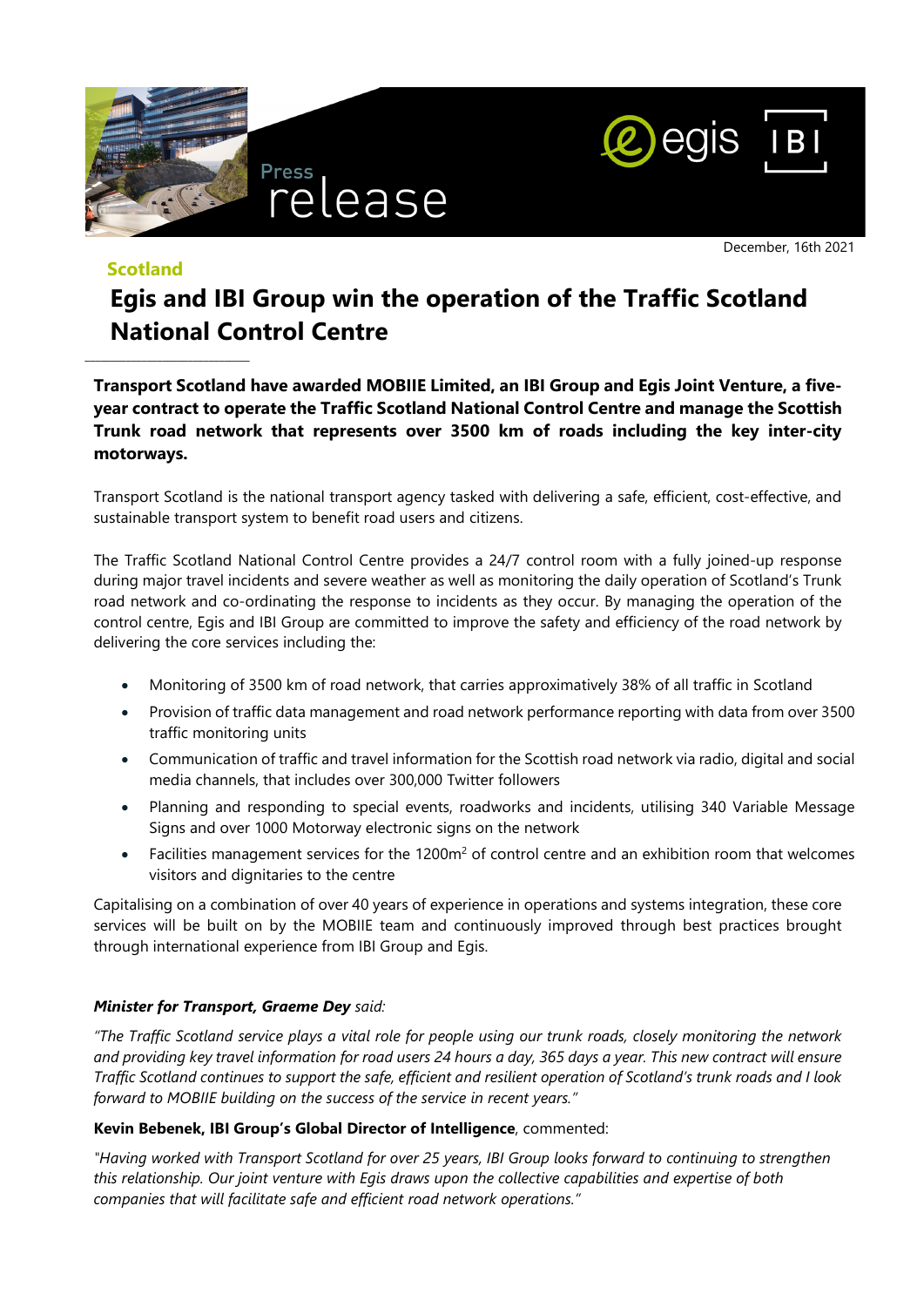Press release

December, 16th 2021

**Scotland**

# Egis and IBI Group win the operation of the Traffic Scotland National Control Centre

**Transport Scotland have awarded MOBIIE Limited, an IBI Group and Egis Joint Venture, a five-year contract to operate the Traffic Scotland National Control Centre and manage the Scottish Trunk road network that represents over 3500 km of roads including the key inter-city motorways.**

Transport Scotland is the national transport agency tasked with delivering a safe, efficient, cost-effective, and sustainable transport system to benefit road users and citizens.

The Traffic Scotland National Control Centre provides a 24/7 control room with a fully joined-up response during major travel incidents and severe weather as well as monitoring the daily operation of Scotland's Trunk road network and co-ordinating the response to incidents as they occur. By managing the operation of the control centre, Egis and IBI Group are committed to improve the safety and efficiency of the road network by delivering the core services including the:

- Monitoring of 3500 km of road network, that carries approximatively 38% of all traffic in Scotland
- Provision of traffic data management and road network performance reporting with data from over 3500 traffic monitoring units
- Communication of traffic and travel information for the Scottish road network via radio, digital and social media channels, that includes over 300,000 Twitter followers
- Planning and responding to special events, roadworks and incidents, utilising 340 Variable Message Signs and over 1000 Motorway electronic signs on the network
- Facilities management services for the 1200m$^2$ of control centre and an exhibition room that welcomes visitors and dignitaries to the centre

Capitalising on a combination of over 40 years of experience in operations and systems integration, these core services will be built on by the MOBIIE team and continuously improved through best practices brought through international experience from IBI Group and Egis.

***Minister for Transport, Graeme Dey*** *said:*

*"The Traffic Scotland service plays a vital role for people using our trunk roads, closely monitoring the network and providing key travel information for road users 24 hours a day, 365 days a year. This new contract will ensure Traffic Scotland continues to support the safe, efficient and resilient operation of Scotland's trunk roads and I look forward to MOBIIE building on the success of the service in recent years."*

**Kevin Bebenek, IBI Group's Global Director of Intelligence**, commented:

*"Having worked with Transport Scotland for over 25 years, IBI Group looks forward to continuing to strengthen this relationship. Our joint venture with Egis draws upon the collective capabilities and expertise of both companies that will facilitate safe and efficient road network operations."*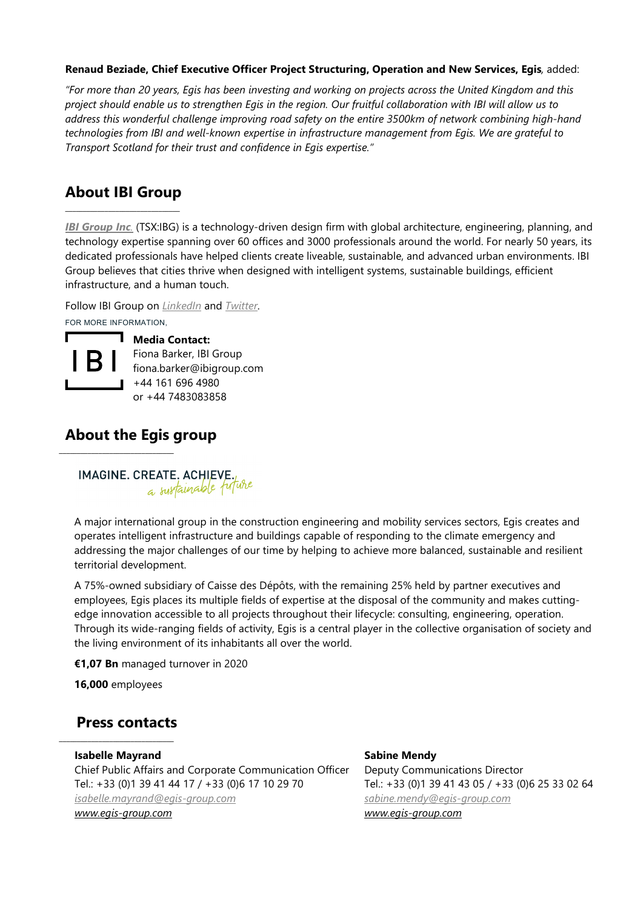**Renaud Beziade, Chief Executive Officer Project Structuring, Operation and New Services, Egis***,* added:

*"For more than 20 years, Egis has been investing and working on projects across the United Kingdom and this project should enable us to strengthen Egis in the region. Our fruitful collaboration with IBI will allow us to address this wonderful challenge improving road safety on the entire 3500km of network combining high-hand technologies from IBI and well-known expertise in infrastructure management from Egis. We are grateful to Transport Scotland for their trust and confidence in Egis expertise."*

## About IBI Group

***IBI Group Inc.*** (TSX:IBG) is a technology-driven design firm with global architecture, engineering, planning, and technology expertise spanning over 60 offices and 3000 professionals around the world. For nearly 50 years, its dedicated professionals have helped clients create liveable, sustainable, and advanced urban environments. IBI Group believes that cities thrive when designed with intelligent systems, sustainable buildings, efficient infrastructure, and a human touch.

Follow IBI Group on *LinkedIn* and *Twitter*.

FOR MORE INFORMATION,

IBI

**Media Contact:**
Fiona Barker, IBI Group
fiona.barker@ibigroup.com
+44 161 696 4980
or +44 7483083858

## About the Egis group

IMAGINE. CREATE. ACHIEVE. a sustainable future

A major international group in the construction engineering and mobility services sectors, Egis creates and operates intelligent infrastructure and buildings capable of responding to the climate emergency and addressing the major challenges of our time by helping to achieve more balanced, sustainable and resilient territorial development.

A 75%-owned subsidiary of Caisse des Dépôts, with the remaining 25% held by partner executives and employees, Egis places its multiple fields of expertise at the disposal of the community and makes cutting-edge innovation accessible to all projects throughout their lifecycle: consulting, engineering, operation. Through its wide-ranging fields of activity, Egis is a central player in the collective organisation of society and the living environment of its inhabitants all over the world.

**€1,07 Bn** managed turnover in 2020

**16,000** employees

## Press contacts

**Isabelle Mayrand**
Chief Public Affairs and Corporate Communication Officer
Tel.: +33 (0)1 39 41 44 17 / +33 (0)6 17 10 29 70
*isabelle.mayrand@egis-group.com*
www.egis-group.com

**Sabine Mendy**
Deputy Communications Director
Tel.: +33 (0)1 39 41 43 05 / +33 (0)6 25 33 02 64
*sabine.mendy@egis-group.com*
www.egis-group.com